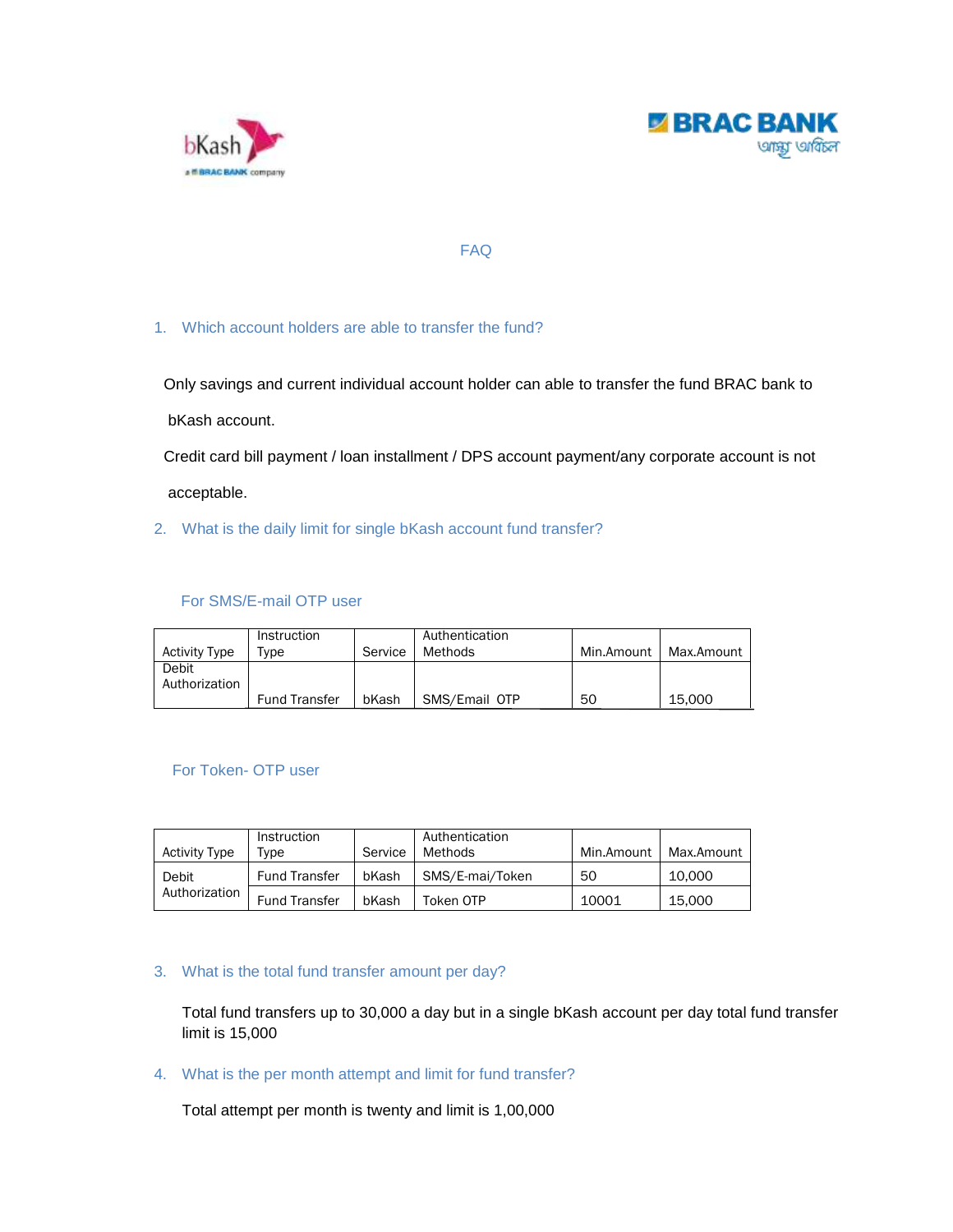# FAQ

1. Which account holders are able to transfer the fund?

Only savings and current individual account holder can able to transfer the fund BRAC bank to bKash account.

Credit card bill payment / loan installment / DPS account payment/any corporate account is not acceptable.

2. What is the daily limit for single bKash account fund transfer?

For SMS/E-mail OTP user

| Activity Type | Instruction Type | Service | Authentication Methods | Min.Amount | Max.Amount |
|---|---|---|---|---|---|
| Debit Authorization | Fund Transfer | bKash | SMS/Email OTP | 50 | 15,000 |

For Token- OTP user

| Activity Type | Instruction Type | Service | Authentication Methods | Min.Amount | Max.Amount |
|---|---|---|---|---|---|
| Debit Authorization | Fund Transfer | bKash | SMS/E-mai/Token | 50 | 10,000 |
| | Fund Transfer | bKash | Token OTP | 10001 | 15,000 |

3. What is the total fund transfer amount per day?

Total fund transfers up to 30,000 a day but in a single bKash account per day total fund transfer limit is 15,000

4. What is the per month attempt and limit for fund transfer?

Total attempt per month is twenty and limit is 1,00,000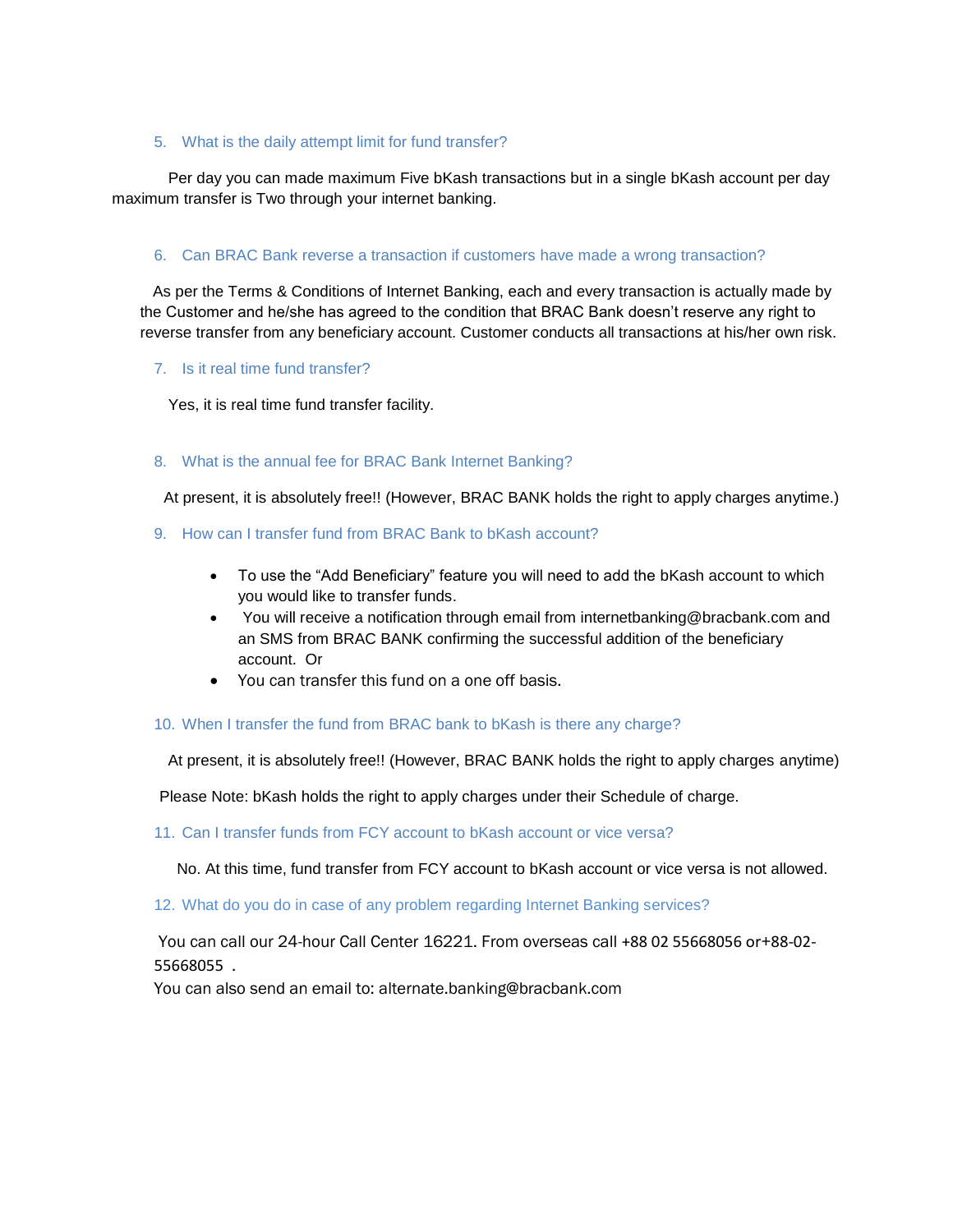5. What is the daily attempt limit for fund transfer?

Per day you can made maximum Five bKash transactions but in a single bKash account per day maximum transfer is Two through your internet banking.

6. Can BRAC Bank reverse a transaction if customers have made a wrong transaction?

As per the Terms & Conditions of Internet Banking, each and every transaction is actually made by the Customer and he/she has agreed to the condition that BRAC Bank doesn't reserve any right to reverse transfer from any beneficiary account. Customer conducts all transactions at his/her own risk.

7. Is it real time fund transfer?

Yes, it is real time fund transfer facility.

8. What is the annual fee for BRAC Bank Internet Banking?

At present, it is absolutely free!! (However, BRAC BANK holds the right to apply charges anytime.)

9. How can I transfer fund from BRAC Bank to bKash account?

- To use the "Add Beneficiary" feature you will need to add the bKash account to which you would like to transfer funds.
- You will receive a notification through email from internetbanking@bracbank.com and an SMS from BRAC BANK confirming the successful addition of the beneficiary account. Or
- You can transfer this fund on a one off basis.

10. When I transfer the fund from BRAC bank to bKash is there any charge?

At present, it is absolutely free!! (However, BRAC BANK holds the right to apply charges anytime)

Please Note: bKash holds the right to apply charges under their Schedule of charge.

11. Can I transfer funds from FCY account to bKash account or vice versa?

No. At this time, fund transfer from FCY account to bKash account or vice versa is not allowed.

12. What do you do in case of any problem regarding Internet Banking services?

You can call our 24-hour Call Center 16221. From overseas call +88 02 55668056 or+88-02-55668055 .
You can also send an email to: alternate.banking@bracbank.com